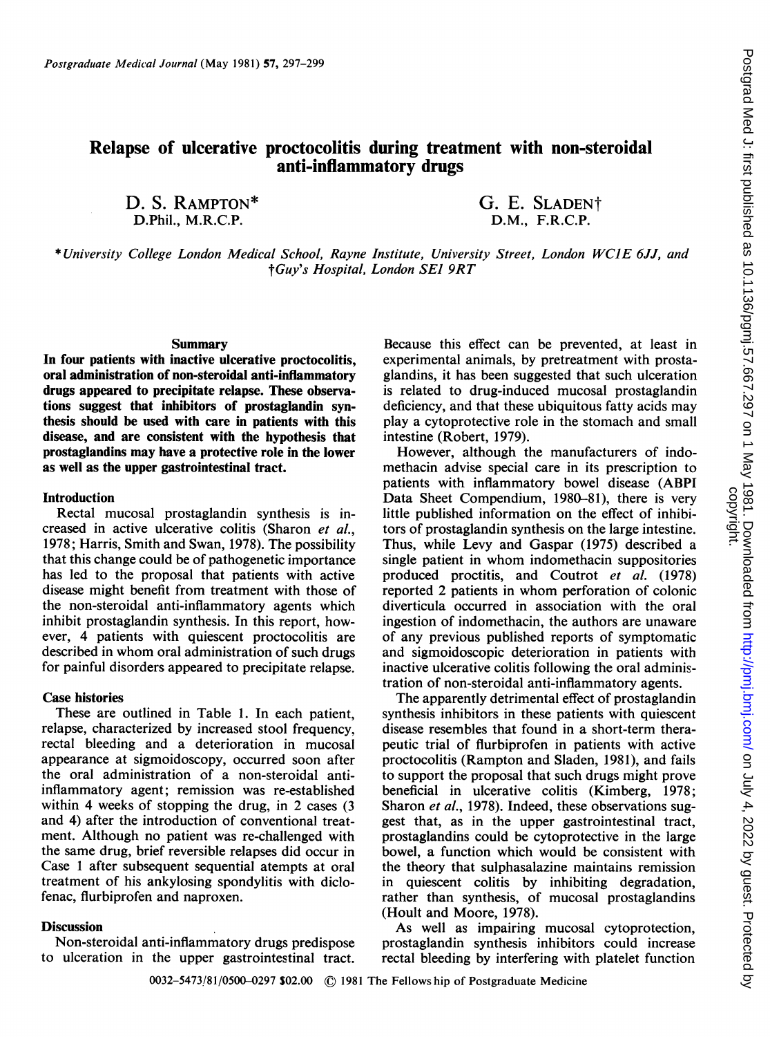# Relapse of ulcerative proctocolitis during treatment with non-steroidal anti-inflammatory drugs

D. S. RAMPTON*
D.Phil., M.R.C.P.

G. E. SLADEN†
D.M., F.R.C.P.

*University College London Medical School, Rayne Institute, University Street, London WC1E 6JJ, and †Guy's Hospital, London SE1 9RT

## Summary

**In four patients with inactive ulcerative proctocolitis, oral administration of non-steroidal anti-inflammatory drugs appeared to precipitate relapse. These observations suggest that inhibitors of prostaglandin synthesis should be used with care in patients with this disease, and are consistent with the hypothesis that prostaglandins may have a protective role in the lower as well as the upper gastrointestinal tract.**

## Introduction

Rectal mucosal prostaglandin synthesis is increased in active ulcerative colitis (Sharon *et al.*, 1978; Harris, Smith and Swan, 1978). The possibility that this change could be of pathogenetic importance has led to the proposal that patients with active disease might benefit from treatment with those of the non-steroidal anti-inflammatory agents which inhibit prostaglandin synthesis. In this report, however, 4 patients with quiescent proctocolitis are described in whom oral administration of such drugs for painful disorders appeared to precipitate relapse.

## Case histories

These are outlined in Table 1. In each patient, relapse, characterized by increased stool frequency, rectal bleeding and a deterioration in mucosal appearance at sigmoidoscopy, occurred soon after the oral administration of a non-steroidal anti-inflammatory agent; remission was re-established within 4 weeks of stopping the drug, in 2 cases (3 and 4) after the introduction of conventional treatment. Although no patient was re-challenged with the same drug, brief reversible relapses did occur in Case 1 after subsequent sequential atempts at oral treatment of his ankylosing spondylitis with diclofenac, flurbiprofen and naproxen.

## Discussion

Non-steroidal anti-inflammatory drugs predispose to ulceration in the upper gastrointestinal tract. Because this effect can be prevented, at least in experimental animals, by pretreatment with prostaglandins, it has been suggested that such ulceration is related to drug-induced mucosal prostaglandin deficiency, and that these ubiquitous fatty acids may play a cytoprotective role in the stomach and small intestine (Robert, 1979).

However, although the manufacturers of indomethacin advise special care in its prescription to patients with inflammatory bowel disease (ABPI Data Sheet Compendium, 1980–81), there is very little published information on the effect of inhibitors of prostaglandin synthesis on the large intestine. Thus, while Levy and Gaspar (1975) described a single patient in whom indomethacin suppositories produced proctitis, and Coutrot *et al.* (1978) reported 2 patients in whom perforation of colonic diverticula occurred in association with the oral ingestion of indomethacin, the authors are unaware of any previous published reports of symptomatic and sigmoidoscopic deterioration in patients with inactive ulcerative colitis following the oral administration of non-steroidal anti-inflammatory agents.

The apparently detrimental effect of prostaglandin synthesis inhibitors in these patients with quiescent disease resembles that found in a short-term therapeutic trial of flurbiprofen in patients with active proctocolitis (Rampton and Sladen, 1981), and fails to support the proposal that such drugs might prove beneficial in ulcerative colitis (Kimberg, 1978; Sharon *et al.*, 1978). Indeed, these observations suggest that, as in the upper gastrointestinal tract, prostaglandins could be cytoprotective in the large bowel, a function which would be consistent with the theory that sulphasalazine maintains remission in quiescent colitis by inhibiting degradation, rather than synthesis, of mucosal prostaglandins (Hoult and Moore, 1978).

As well as impairing mucosal cytoprotection, prostaglandin synthesis inhibitors could increase rectal bleeding by interfering with platelet function

0032–5473/81/0500–0297 $02.00 © 1981 The Fellowship of Postgraduate Medicine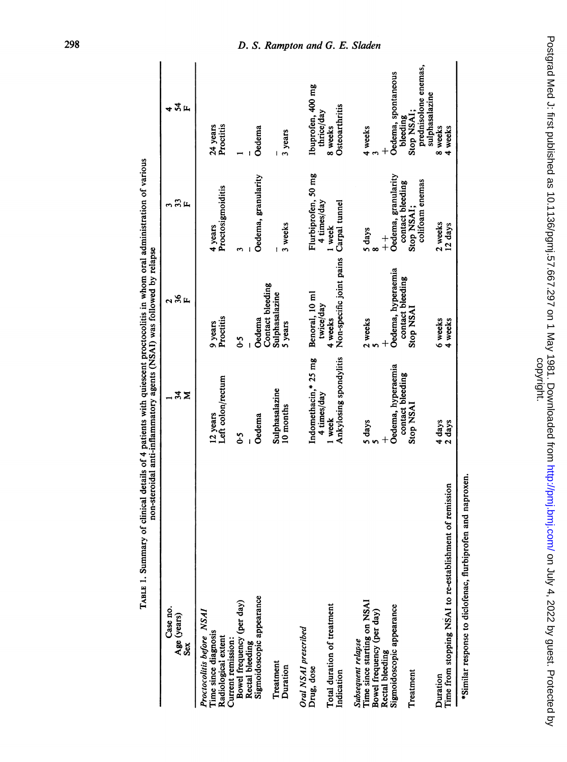TABLE 1. Summary of clinical details of 4 patients with quiescent proctocolitis in whom oral administration of various non-steroidal anti-inflammatory agents (NSAI) was followed by relapse

| Case no. | 1 | 2 | 3 | 4 |
|---|---|---|---|---|
| Age (years) | 34 | 36 | 33 | 54 |
| Sex | M | F | F | F |
| *Proctocolitis before NSAI* | | | | |
| Time since diagnosis | 12 years | 9 years | 4 years | 24 years |
| Radiological extent | Left colon/rectum | Proctitis | Proctosigmoiditis | Proctitis |
| Current remission: | | | | |
| Bowel frequency (per day) | 0·5 | 0·5 | 3 | 1 |
| Rectal bleeding | – | – | – | – |
| Sigmoidoscopic appearance | Oedema | Oedema Contact bleeding | Oedema, granularity | Oedema |
| Treatment | Sulphasalazine | Sulphasalazine | – | – |
| Duration | 10 months | 5 years | 3 weeks | 3 years |
| *Oral NSAI prescribed* | | | | |
| Drug, dose | Indomethacin,* 25 mg 4 times/day | Benoral, 10 ml twice/day | Flurbiprofen, 50 mg 4 times/day | Ibuprofen, 400 mg thrice/day |
| Total duration of treatment | 1 week | 4 weeks | 1 week | 8 weeks |
| Indication | Ankylosing spondylitis | Non-specific joint pains | Carpal tunnel | Osteoarthritis |
| *Subsequent relapse* | | | | |
| Time since starting on NSAI | 5 days | 2 weeks | 5 days | 4 weeks |
| Bowel frequency (per day) | 5 | 5 | 8 | 3 |
| Rectal bleeding | + | + | ++ | + |
| Sigmoidoscopic appearance | Oedema, hyperaemia contact bleeding | Oedema, hyperaemia contact bleeding | Oedema, granularity contact bleeding | Oedema, spontaneous bleeding |
| Treatment | Stop NSAI | Stop NSAI | Stop NSAI; colifoam enemas | Stop NSAI; prednisolone enemas, sulphasalazine |
| Duration | 4 days | 6 weeks | 2 weeks | 8 weeks |
| Time from stopping NSAI to re-establishment of remission | 2 days | 4 weeks | 12 days | 4 weeks |

*Similar response to diclofenac, flurbiprofen and naproxen.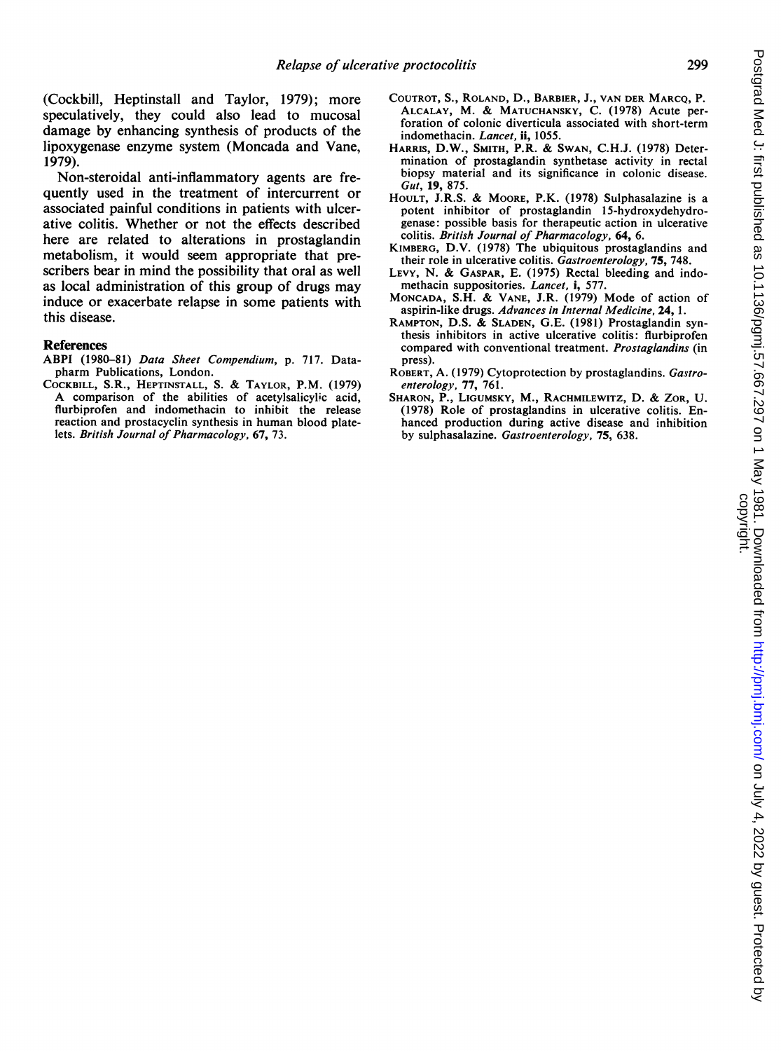(Cockbill, Heptinstall and Taylor, 1979); more speculatively, they could also lead to mucosal damage by enhancing synthesis of products of the lipoxygenase enzyme system (Moncada and Vane, 1979).

Non-steroidal anti-inflammatory agents are frequently used in the treatment of intercurrent or associated painful conditions in patients with ulcerative colitis. Whether or not the effects described here are related to alterations in prostaglandin metabolism, it would seem appropriate that prescribers bear in mind the possibility that oral as well as local administration of this group of drugs may induce or exacerbate relapse in some patients with this disease.

## References

ABPI (1980–81) *Data Sheet Compendium*, p. 717. Datapharm Publications, London.

Cockbill, S.R., Heptinstall, S. & Taylor, P.M. (1979) A comparison of the abilities of acetylsalicylic acid, flurbiprofen and indomethacin to inhibit the release reaction and prostacyclin synthesis in human blood platelets. *British Journal of Pharmacology*, **67**, 73.

Coutrot, S., Roland, D., Barbier, J., van der Marcq, P. Alcalay, M. & Matuchansky, C. (1978) Acute perforation of colonic diverticula associated with short-term indomethacin. *Lancet*, **ii**, 1055.

Harris, D.W., Smith, P.R. & Swan, C.H.J. (1978) Determination of prostaglandin synthetase activity in rectal biopsy material and its significance in colonic disease. *Gut*, **19**, 875.

Hoult, J.R.S. & Moore, P.K. (1978) Sulphasalazine is a potent inhibitor of prostaglandin 15-hydroxydehydrogenase: possible basis for therapeutic action in ulcerative colitis. *British Journal of Pharmacology*, **64**, 6.

Kimberg, D.V. (1978) The ubiquitous prostaglandins and their role in ulcerative colitis. *Gastroenterology*, **75**, 748.

Levy, N. & Gaspar, E. (1975) Rectal bleeding and indomethacin suppositories. *Lancet*, **i**, 577.

Moncada, S.H. & Vane, J.R. (1979) Mode of action of aspirin-like drugs. *Advances in Internal Medicine*, **24**, 1.

Rampton, D.S. & Sladen, G.E. (1981) Prostaglandin synthesis inhibitors in active ulcerative colitis: flurbiprofen compared with conventional treatment. *Prostaglandins* (in press).

Robert, A. (1979) Cytoprotection by prostaglandins. *Gastroenterology*, **77**, 761.

Sharon, P., Ligumsky, M., Rachmilewitz, D. & Zor, U. (1978) Role of prostaglandins in ulcerative colitis. Enhanced production during active disease and inhibition by sulphasalazine. *Gastroenterology*, **75**, 638.